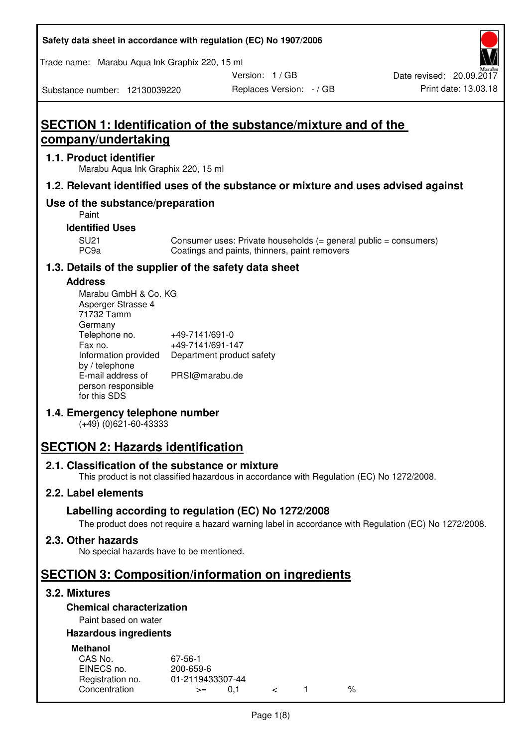Safety data sheet in accordance with regulation (EC) No 1907/2006

Trade name: Marabu Aqua Ink Graphix 220, 15 ml

Substance number: 12130039220

Version: 1 / GB

Replaces Version: - / GB

Date revised: 20.09.2017

Print date: 13.03.18

# SECTION 1: Identification of the substance/mixture and of the company/undertaking

## 1.1. Product identifier

Marabu Aqua Ink Graphix 220, 15 ml

## 1.2. Relevant identified uses of the substance or mixture and uses advised against

## Use of the substance/preparation

Paint

### Identified Uses

| | |
|---|---|
| SU21 | Consumer uses: Private households (= general public = consumers) |
| PC9a | Coatings and paints, thinners, paint removers |

## 1.3. Details of the supplier of the safety data sheet

### Address

Marabu GmbH & Co. KG
Asperger Strasse 4
71732 Tamm
Germany

| | |
|---|---|
| Telephone no. | +49-7141/691-0 |
| Fax no. | +49-7141/691-147 |
| Information provided by / telephone | Department product safety |
| E-mail address of person responsible for this SDS | PRSI@marabu.de |

## 1.4. Emergency telephone number

(+49) (0)621-60-43333

# SECTION 2: Hazards identification

## 2.1. Classification of the substance or mixture

This product is not classified hazardous in accordance with Regulation (EC) No 1272/2008.

## 2.2. Label elements

### Labelling according to regulation (EC) No 1272/2008

The product does not require a hazard warning label in accordance with Regulation (EC) No 1272/2008.

## 2.3. Other hazards

No special hazards have to be mentioned.

# SECTION 3: Composition/information on ingredients

## 3.2. Mixtures

### Chemical characterization

Paint based on water

### Hazardous ingredients

**Methanol**

| | |
|---|---|
| CAS No. | 67-56-1 |
| EINECS no. | 200-659-6 |
| Registration no. | 01-2119433307-44 |
| Concentration | >= 0,1 < 1 % |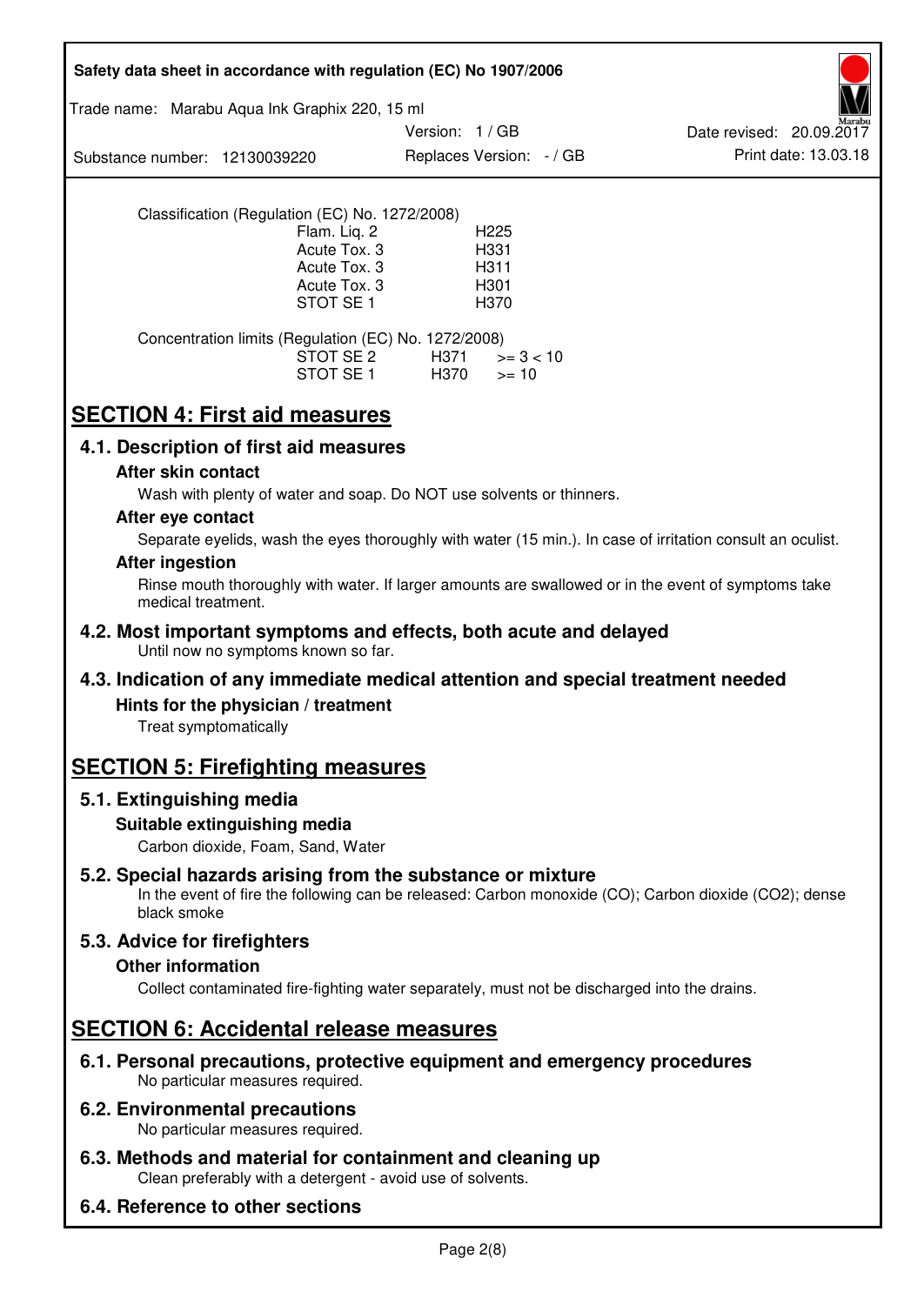Classification (Regulation (EC) No. 1272/2008)

| | |
|---|---|
| Flam. Liq. 2 | H225 |
| Acute Tox. 3 | H331 |
| Acute Tox. 3 | H311 |
| Acute Tox. 3 | H301 |
| STOT SE 1 | H370 |

Concentration limits (Regulation (EC) No. 1272/2008)

| | | |
|---|---|---|
| STOT SE 2 | H371 | >= 3 < 10 |
| STOT SE 1 | H370 | >= 10 |

# SECTION 4: First aid measures

## 4.1. Description of first aid measures

### After skin contact

Wash with plenty of water and soap. Do NOT use solvents or thinners.

### After eye contact

Separate eyelids, wash the eyes thoroughly with water (15 min.). In case of irritation consult an oculist.

### After ingestion

Rinse mouth thoroughly with water. If larger amounts are swallowed or in the event of symptoms take medical treatment.

## 4.2. Most important symptoms and effects, both acute and delayed

Until now no symptoms known so far.

## 4.3. Indication of any immediate medical attention and special treatment needed

### Hints for the physician / treatment

Treat symptomatically

# SECTION 5: Firefighting measures

## 5.1. Extinguishing media

### Suitable extinguishing media

Carbon dioxide, Foam, Sand, Water

## 5.2. Special hazards arising from the substance or mixture

In the event of fire the following can be released: Carbon monoxide (CO); Carbon dioxide ($CO_2$); dense black smoke

## 5.3. Advice for firefighters

### Other information

Collect contaminated fire-fighting water separately, must not be discharged into the drains.

# SECTION 6: Accidental release measures

## 6.1. Personal precautions, protective equipment and emergency procedures

No particular measures required.

## 6.2. Environmental precautions

No particular measures required.

## 6.3. Methods and material for containment and cleaning up

Clean preferably with a detergent - avoid use of solvents.

## 6.4. Reference to other sections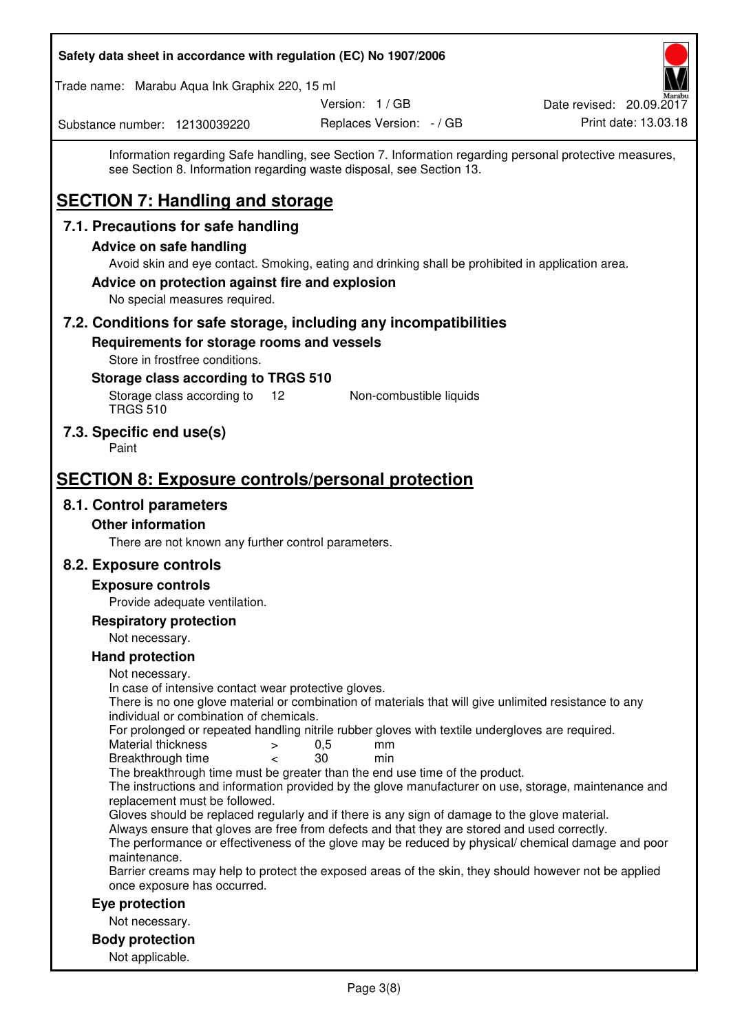Information regarding Safe handling, see Section 7. Information regarding personal protective measures, see Section 8. Information regarding waste disposal, see Section 13.

# SECTION 7: Handling and storage

## 7.1. Precautions for safe handling

### Advice on safe handling

Avoid skin and eye contact. Smoking, eating and drinking shall be prohibited in application area.

### Advice on protection against fire and explosion

No special measures required.

## 7.2. Conditions for safe storage, including any incompatibilities

### Requirements for storage rooms and vessels

Store in frostfree conditions.

### Storage class according to TRGS 510

| | | |
|---|---|---|
| Storage class according to TRGS 510 | 12 | Non-combustible liquids |

## 7.3. Specific end use(s)

Paint

# SECTION 8: Exposure controls/personal protection

## 8.1. Control parameters

### Other information

There are not known any further control parameters.

## 8.2. Exposure controls

### Exposure controls

Provide adequate ventilation.

### Respiratory protection

Not necessary.

### Hand protection

Not necessary.
In case of intensive contact wear protective gloves.
There is no one glove material or combination of materials that will give unlimited resistance to any individual or combination of chemicals.
For prolonged or repeated handling nitrile rubber gloves with textile undergloves are required.

| | | | |
|---|---|---|---|
| Material thickness | > | 0,5 | mm |
| Breakthrough time | < | 30 | min |

The breakthrough time must be greater than the end use time of the product.
The instructions and information provided by the glove manufacturer on use, storage, maintenance and replacement must be followed.
Gloves should be replaced regularly and if there is any sign of damage to the glove material.
Always ensure that gloves are free from defects and that they are stored and used correctly.
The performance or effectiveness of the glove may be reduced by physical/ chemical damage and poor maintenance.
Barrier creams may help to protect the exposed areas of the skin, they should however not be applied once exposure has occurred.

### Eye protection

Not necessary.

### Body protection

Not applicable.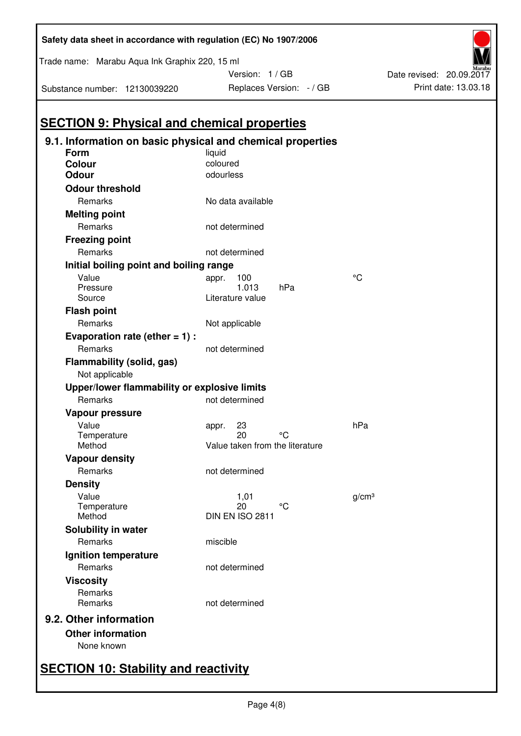Safety data sheet in accordance with regulation (EC) No 1907/2006

Trade name: Marabu Aqua Ink Graphix 220, 15 ml

Substance number: 12130039220

Version: 1 / GB

Replaces Version: - / GB

Date revised: 20.09.2017

Print date: 13.03.18

## SECTION 9: Physical and chemical properties

### 9.1. Information on basic physical and chemical properties

**Form** liquid

**Colour** coloured

**Odour** odourless

**Odour threshold**

| | | | |
|---|---|---|---|
| Remarks | No data available | | |

**Melting point**

| | | | |
|---|---|---|---|
| Remarks | not determined | | |

**Freezing point**

| | | | |
|---|---|---|---|
| Remarks | not determined | | |

**Initial boiling point and boiling range**

| | | | |
|---|---|---|---|
| Value | appr. 100 | | °C |
| Pressure | 1.013 | hPa | |
| Source | Literature value | | |

**Flash point**

| | | | |
|---|---|---|---|
| Remarks | Not applicable | | |

**Evaporation rate (ether = 1) :**

| | | | |
|---|---|---|---|
| Remarks | not determined | | |

**Flammability (solid, gas)**

Not applicable

**Upper/lower flammability or explosive limits**

| | | | |
|---|---|---|---|
| Remarks | not determined | | |

**Vapour pressure**

| | | | |
|---|---|---|---|
| Value | appr. 23 | | hPa |
| Temperature | 20 | °C | |
| Method | Value taken from the literature | | |

**Vapour density**

| | | | |
|---|---|---|---|
| Remarks | not determined | | |

**Density**

| | | | |
|---|---|---|---|
| Value | 1,01 | | g/cm³ |
| Temperature | 20 | °C | |
| Method | DIN EN ISO 2811 | | |

**Solubility in water**

| | | | |
|---|---|---|---|
| Remarks | miscible | | |

**Ignition temperature**

| | | | |
|---|---|---|---|
| Remarks | not determined | | |

**Viscosity**

| | | | |
|---|---|---|---|
| Remarks | | | |
| Remarks | not determined | | |

### 9.2. Other information

**Other information**

None known

## SECTION 10: Stability and reactivity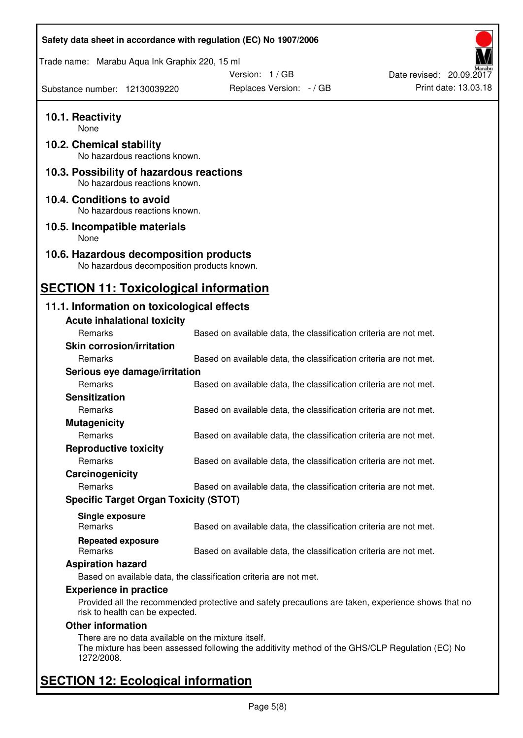### 10.1. Reactivity

None

### 10.2. Chemical stability

No hazardous reactions known.

### 10.3. Possibility of hazardous reactions

No hazardous reactions known.

### 10.4. Conditions to avoid

No hazardous reactions known.

### 10.5. Incompatible materials

None

### 10.6. Hazardous decomposition products

No hazardous decomposition products known.

## SECTION 11: Toxicological information

### 11.1. Information on toxicological effects

**Acute inhalational toxicity**

| | |
|---|---|
| Remarks | Based on available data, the classification criteria are not met. |

**Skin corrosion/irritation**

| | |
|---|---|
| Remarks | Based on available data, the classification criteria are not met. |

**Serious eye damage/irritation**

| | |
|---|---|
| Remarks | Based on available data, the classification criteria are not met. |

**Sensitization**

| | |
|---|---|
| Remarks | Based on available data, the classification criteria are not met. |

**Mutagenicity**

| | |
|---|---|
| Remarks | Based on available data, the classification criteria are not met. |

**Reproductive toxicity**

| | |
|---|---|
| Remarks | Based on available data, the classification criteria are not met. |

**Carcinogenicity**

| | |
|---|---|
| Remarks | Based on available data, the classification criteria are not met. |

**Specific Target Organ Toxicity (STOT)**

**Single exposure**

| | |
|---|---|
| Remarks | Based on available data, the classification criteria are not met. |

**Repeated exposure**

| | |
|---|---|
| Remarks | Based on available data, the classification criteria are not met. |

**Aspiration hazard**

Based on available data, the classification criteria are not met.

**Experience in practice**

Provided all the recommended protective and safety precautions are taken, experience shows that no risk to health can be expected.

**Other information**

There are no data available on the mixture itself.
The mixture has been assessed following the additivity method of the GHS/CLP Regulation (EC) No 1272/2008.

## SECTION 12: Ecological information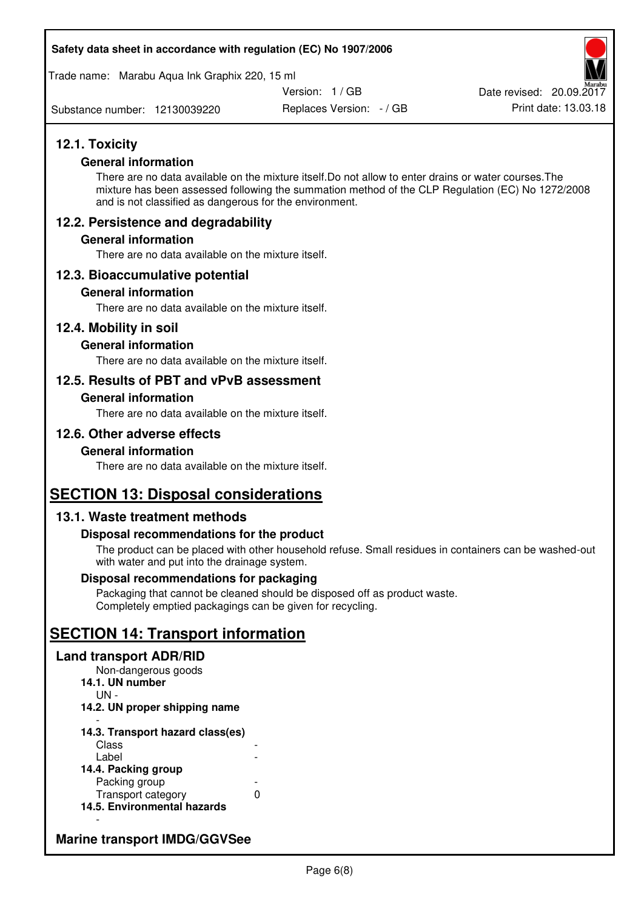## 12.1. Toxicity

### General information

There are no data available on the mixture itself.Do not allow to enter drains or water courses.The mixture has been assessed following the summation method of the CLP Regulation (EC) No 1272/2008 and is not classified as dangerous for the environment.

## 12.2. Persistence and degradability

### General information

There are no data available on the mixture itself.

## 12.3. Bioaccumulative potential

### General information

There are no data available on the mixture itself.

## 12.4. Mobility in soil

### General information

There are no data available on the mixture itself.

## 12.5. Results of PBT and vPvB assessment

### General information

There are no data available on the mixture itself.

## 12.6. Other adverse effects

### General information

There are no data available on the mixture itself.

# SECTION 13: Disposal considerations

## 13.1. Waste treatment methods

### Disposal recommendations for the product

The product can be placed with other household refuse. Small residues in containers can be washed-out with water and put into the drainage system.

### Disposal recommendations for packaging

Packaging that cannot be cleaned should be disposed off as product waste.
Completely emptied packagings can be given for recycling.

# SECTION 14: Transport information

## Land transport ADR/RID

Non-dangerous goods

**14.1. UN number**

UN -

**14.2. UN proper shipping name**

-

**14.3. Transport hazard class(es)**

| | |
|---|---|
| Class | - |
| Label | - |

**14.4. Packing group**

| | |
|---|---|
| Packing group | - |
| Transport category | 0 |

**14.5. Environmental hazards**

-

## Marine transport IMDG/GGVSee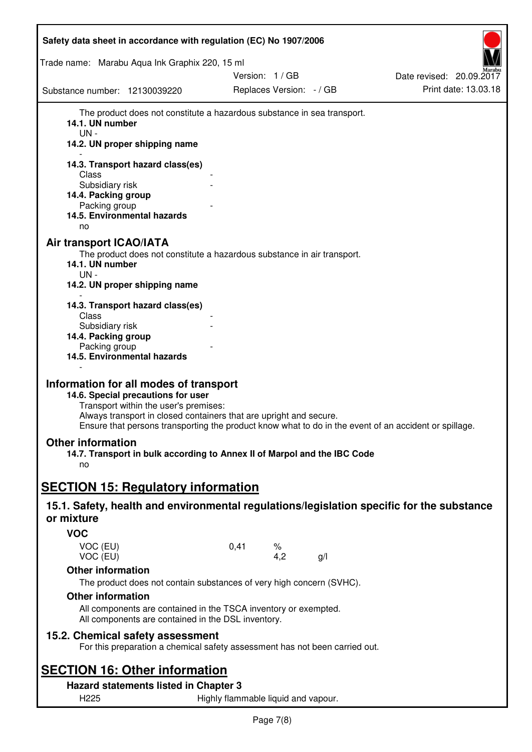The product does not constitute a hazardous substance in sea transport.

**14.1. UN number**

UN -

**14.2. UN proper shipping name**

-

**14.3. Transport hazard class(es)**

Class -

Subsidiary risk -

**14.4. Packing group**

Packing group -

**14.5. Environmental hazards**

no

## Air transport ICAO/IATA

The product does not constitute a hazardous substance in air transport.

**14.1. UN number**

UN -

**14.2. UN proper shipping name**

-

**14.3. Transport hazard class(es)**

Class -

Subsidiary risk -

**14.4. Packing group**

Packing group -

**14.5. Environmental hazards**

-

## Information for all modes of transport

**14.6. Special precautions for user**

Transport within the user's premises:
Always transport in closed containers that are upright and secure.
Ensure that persons transporting the product know what to do in the event of an accident or spillage.

## Other information

**14.7. Transport in bulk according to Annex II of Marpol and the IBC Code**

no

# SECTION 15: Regulatory information

## 15.1. Safety, health and environmental regulations/legislation specific for the substance or mixture

### VOC

| | | | |
|---|---|---|---|
| VOC (EU) | 0,41 | % | |
| VOC (EU) | | 4,2 | g/l |

### Other information

The product does not contain substances of very high concern (SVHC).

### Other information

All components are contained in the TSCA inventory or exempted.
All components are contained in the DSL inventory.

## 15.2. Chemical safety assessment

For this preparation a chemical safety assessment has not been carried out.

# SECTION 16: Other information

### Hazard statements listed in Chapter 3

H225 Highly flammable liquid and vapour.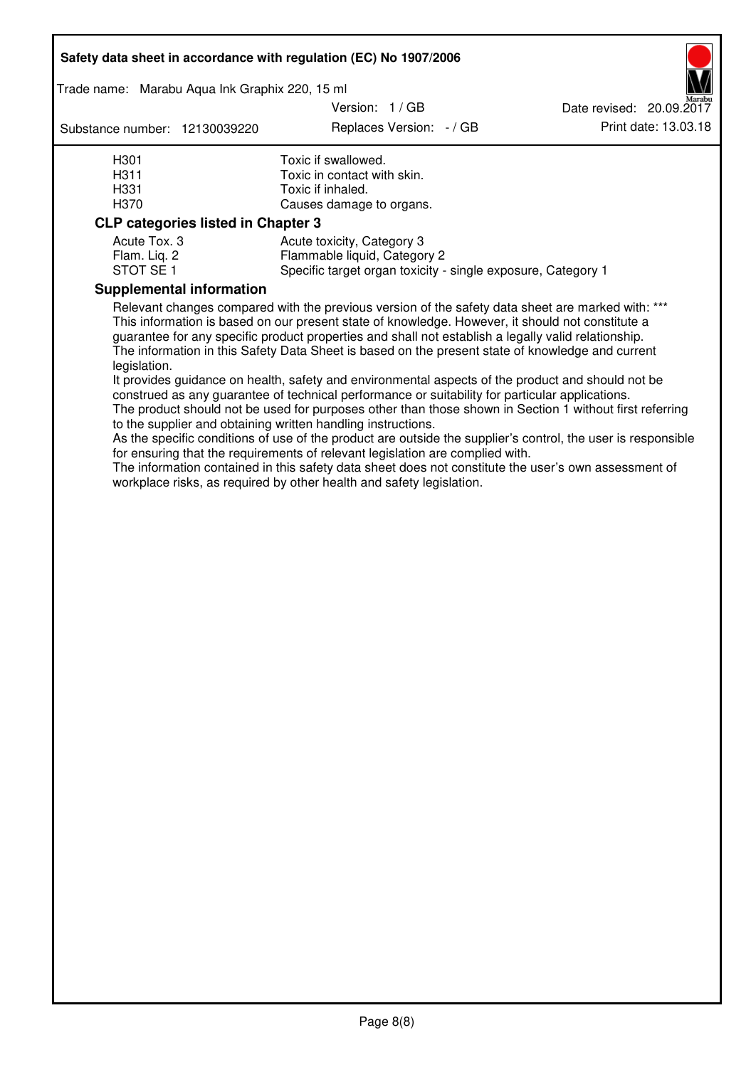| | |
|---|---|
| H301 | Toxic if swallowed. |
| H311 | Toxic in contact with skin. |
| H331 | Toxic if inhaled. |
| H370 | Causes damage to organs. |

### CLP categories listed in Chapter 3

| | |
|---|---|
| Acute Tox. 3 | Acute toxicity, Category 3 |
| Flam. Liq. 2 | Flammable liquid, Category 2 |
| STOT SE 1 | Specific target organ toxicity - single exposure, Category 1 |

### Supplemental information

Relevant changes compared with the previous version of the safety data sheet are marked with: ***
This information is based on our present state of knowledge. However, it should not constitute a guarantee for any specific product properties and shall not establish a legally valid relationship.
The information in this Safety Data Sheet is based on the present state of knowledge and current legislation.
It provides guidance on health, safety and environmental aspects of the product and should not be construed as any guarantee of technical performance or suitability for particular applications.
The product should not be used for purposes other than those shown in Section 1 without first referring to the supplier and obtaining written handling instructions.
As the specific conditions of use of the product are outside the supplier's control, the user is responsible for ensuring that the requirements of relevant legislation are complied with.
The information contained in this safety data sheet does not constitute the user's own assessment of workplace risks, as required by other health and safety legislation.